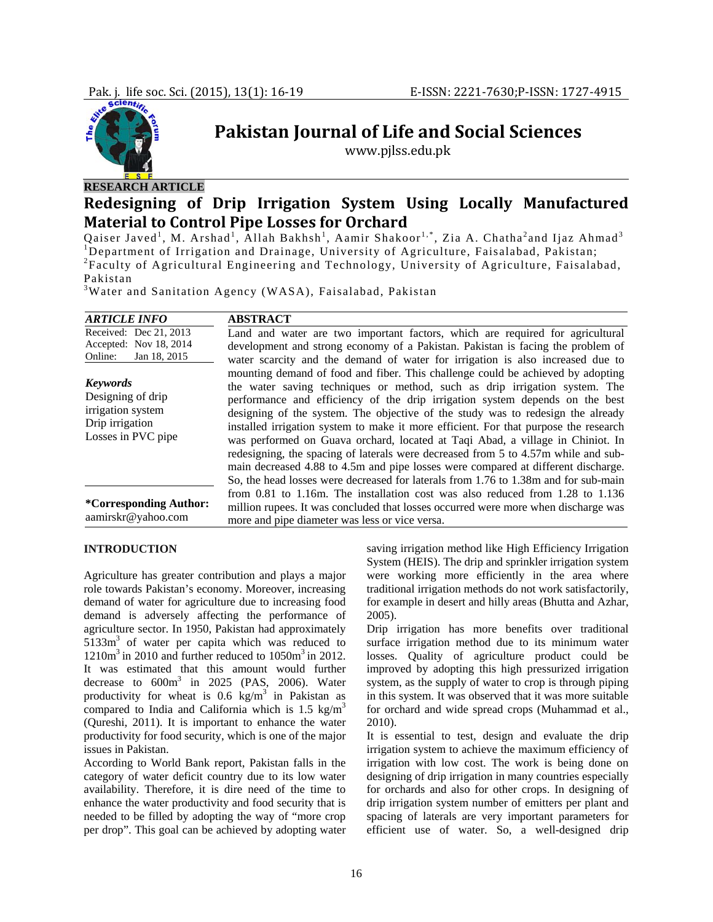Pakistan Journal of Life and Social Sciences

www.pjlss.edu.pk

**RESEARCH ARTICLE**

# Redesigning of Drip Irrigation System Using Locally Manufactured Material to Control Pipe Losses for Orchard

Qaiser Javed[1], M. Arshad[1], Allah Bakhsh[1], Aamir Shakoor[1,*], Zia A. Chatha[2] and Ijaz Ahmad[3]

[1]Department of Irrigation and Drainage, University of Agriculture, Faisalabad, Pakistan;
[2]Faculty of Agricultural Engineering and Technology, University of Agriculture, Faisalabad, Pakistan
[3]Water and Sanitation Agency (WASA), Faisalabad, Pakistan

***ARTICLE INFO***

Received: Dec 21, 2013
Accepted: Nov 18, 2014
Online: Jan 18, 2015

***Keywords***

Designing of drip irrigation system
Drip irrigation
Losses in PVC pipe

**\*Corresponding Author:** aamirskr@yahoo.com

**ABSTRACT**

Land and water are two important factors, which are required for agricultural development and strong economy of a Pakistan. Pakistan is facing the problem of water scarcity and the demand of water for irrigation is also increased due to mounting demand of food and fiber. This challenge could be achieved by adopting the water saving techniques or method, such as drip irrigation system. The performance and efficiency of the drip irrigation system depends on the best designing of the system. The objective of the study was to redesign the already installed irrigation system to make it more efficient. For that purpose the research was performed on Guava orchard, located at Taqi Abad, a village in Chiniot. In redesigning, the spacing of laterals were decreased from 5 to 4.57m while and sub-main decreased 4.88 to 4.5m and pipe losses were compared at different discharge. So, the head losses were decreased for laterals from 1.76 to 1.38m and for sub-main from 0.81 to 1.16m. The installation cost was also reduced from 1.28 to 1.136 million rupees. It was concluded that losses occurred were more when discharge was more and pipe diameter was less or vice versa.

## INTRODUCTION

Agriculture has greater contribution and plays a major role towards Pakistan's economy. Moreover, increasing demand of water for agriculture due to increasing food demand is adversely affecting the performance of agriculture sector. In 1950, Pakistan had approximately 5133m$^3$ of water per capita which was reduced to 1210m$^3$ in 2010 and further reduced to 1050m$^3$ in 2012. It was estimated that this amount would further decrease to 600m$^3$ in 2025 (PAS, 2006). Water productivity for wheat is 0.6 kg/m$^3$ in Pakistan as compared to India and California which is 1.5 kg/m$^3$ (Qureshi, 2011). It is important to enhance the water productivity for food security, which is one of the major issues in Pakistan.

According to World Bank report, Pakistan falls in the category of water deficit country due to its low water availability. Therefore, it is dire need of the time to enhance the water productivity and food security that is needed to be filled by adopting the way of "more crop per drop". This goal can be achieved by adopting water saving irrigation method like High Efficiency Irrigation System (HEIS). The drip and sprinkler irrigation system were working more efficiently in the area where traditional irrigation methods do not work satisfactorily, for example in desert and hilly areas (Bhutta and Azhar, 2005).

Drip irrigation has more benefits over traditional surface irrigation method due to its minimum water losses. Quality of agriculture product could be improved by adopting this high pressurized irrigation system, as the supply of water to crop is through piping in this system. It was observed that it was more suitable for orchard and wide spread crops (Muhammad et al., 2010).

It is essential to test, design and evaluate the drip irrigation system to achieve the maximum efficiency of irrigation with low cost. The work is being done on designing of drip irrigation in many countries especially for orchards and also for other crops. In designing of drip irrigation system number of emitters per plant and spacing of laterals are very important parameters for efficient use of water. So, a well-designed drip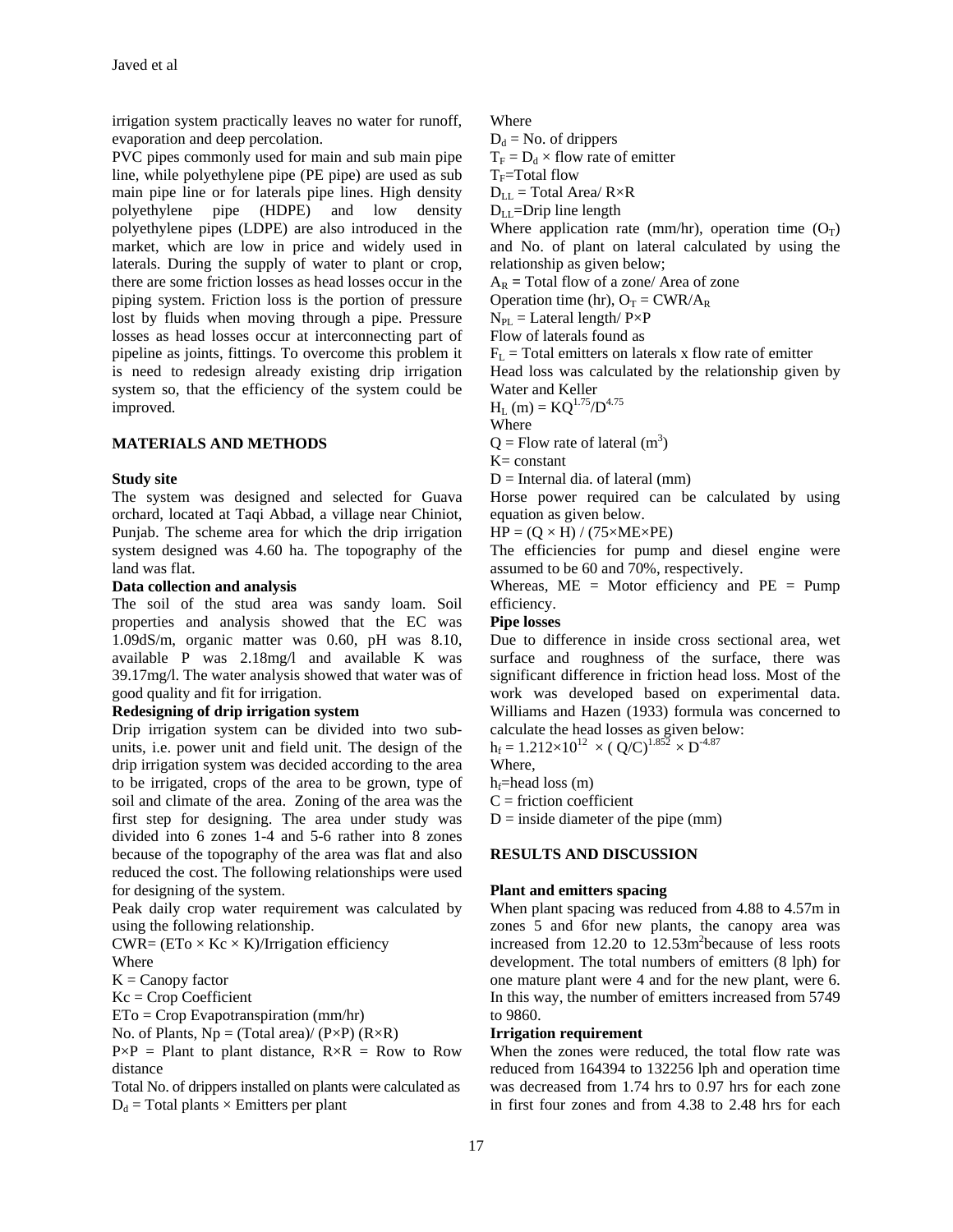irrigation system practically leaves no water for runoff, evaporation and deep percolation.

PVC pipes commonly used for main and sub main pipe line, while polyethylene pipe (PE pipe) are used as sub main pipe line or for laterals pipe lines. High density polyethylene pipe (HDPE) and low density polyethylene pipes (LDPE) are also introduced in the market, which are low in price and widely used in laterals. During the supply of water to plant or crop, there are some friction losses as head losses occur in the piping system. Friction loss is the portion of pressure lost by fluids when moving through a pipe. Pressure losses as head losses occur at interconnecting part of pipeline as joints, fittings. To overcome this problem it is need to redesign already existing drip irrigation system so, that the efficiency of the system could be improved.

## MATERIALS AND METHODS

### Study site

The system was designed and selected for Guava orchard, located at Taqi Abbad, a village near Chiniot, Punjab. The scheme area for which the drip irrigation system designed was 4.60 ha. The topography of the land was flat.

### Data collection and analysis

The soil of the stud area was sandy loam. Soil properties and analysis showed that the EC was 1.09dS/m, organic matter was 0.60, pH was 8.10, available P was 2.18mg/l and available K was 39.17mg/l. The water analysis showed that water was of good quality and fit for irrigation.

### Redesigning of drip irrigation system

Drip irrigation system can be divided into two sub-units, i.e. power unit and field unit. The design of the drip irrigation system was decided according to the area to be irrigated, crops of the area to be grown, type of soil and climate of the area. Zoning of the area was the first step for designing. The area under study was divided into 6 zones 1-4 and 5-6 rather into 8 zones because of the topography of the area was flat and also reduced the cost. The following relationships were used for designing of the system.

Peak daily crop water requirement was calculated by using the following relationship.

$CWR = (ETo \times Kc \times K)/\text{Irrigation efficiency}$

Where

$K$ = Canopy factor

$Kc$ = Crop Coefficient

$ETo$ = Crop Evapotranspiration (mm/hr)

No. of Plants, $N_p = (\text{Total area})/(P\times P)(R\times R)$

$P\times P$ = Plant to plant distance, $R\times R$ = Row to Row distance

Total No. of drippers installed on plants were calculated as

$D_d = \text{Total plants} \times \text{Emitters per plant}$

Where

$D_d$ = No. of drippers

$T_F = D_d \times$ flow rate of emitter

$T_F$=Total flow

$D_{LL} = \text{Total Area}/R\times R$

$D_{LL}$=Drip line length

Where application rate (mm/hr), operation time ($O_T$) and No. of plant on lateral calculated by using the relationship as given below;

$A_R$ = Total flow of a zone/ Area of zone

Operation time (hr), $O_T = CWR/A_R$

$N_{PL} = \text{Lateral length}/P\times P$

Flow of laterals found as

$F_L$ = Total emitters on laterals x flow rate of emitter

Head loss was calculated by the relationship given by Water and Keller

$H_L\,(m) = KQ^{1.75}/D^{4.75}$

Where

$Q$ = Flow rate of lateral ($m^3$)

$K$= constant

$D$ = Internal dia. of lateral (mm)

Horse power required can be calculated by using equation as given below.

$HP = (Q \times H)/(75\times ME\times PE)$

The efficiencies for pump and diesel engine were assumed to be 60 and 70%, respectively.

Whereas, $ME$ = Motor efficiency and $PE$ = Pump efficiency.

### Pipe losses

Due to difference in inside cross sectional area, wet surface and roughness of the surface, there was significant difference in friction head loss. Most of the work was developed based on experimental data. Williams and Hazen (1933) formula was concerned to calculate the head losses as given below:

$h_f = 1.212\times10^{12} \times (Q/C)^{1.852} \times D^{-4.87}$

Where,

$h_f$=head loss (m)

$C$ = friction coefficient

$D$ = inside diameter of the pipe (mm)

## RESULTS AND DISCUSSION

### Plant and emitters spacing

When plant spacing was reduced from 4.88 to 4.57m in zones 5 and 6for new plants, the canopy area was increased from 12.20 to 12.53$m^2$because of less roots development. The total numbers of emitters (8 lph) for one mature plant were 4 and for the new plant, were 6. In this way, the number of emitters increased from 5749 to 9860.

### Irrigation requirement

When the zones were reduced, the total flow rate was reduced from 164394 to 132256 lph and operation time was decreased from 1.74 hrs to 0.97 hrs for each zone in first four zones and from 4.38 to 2.48 hrs for each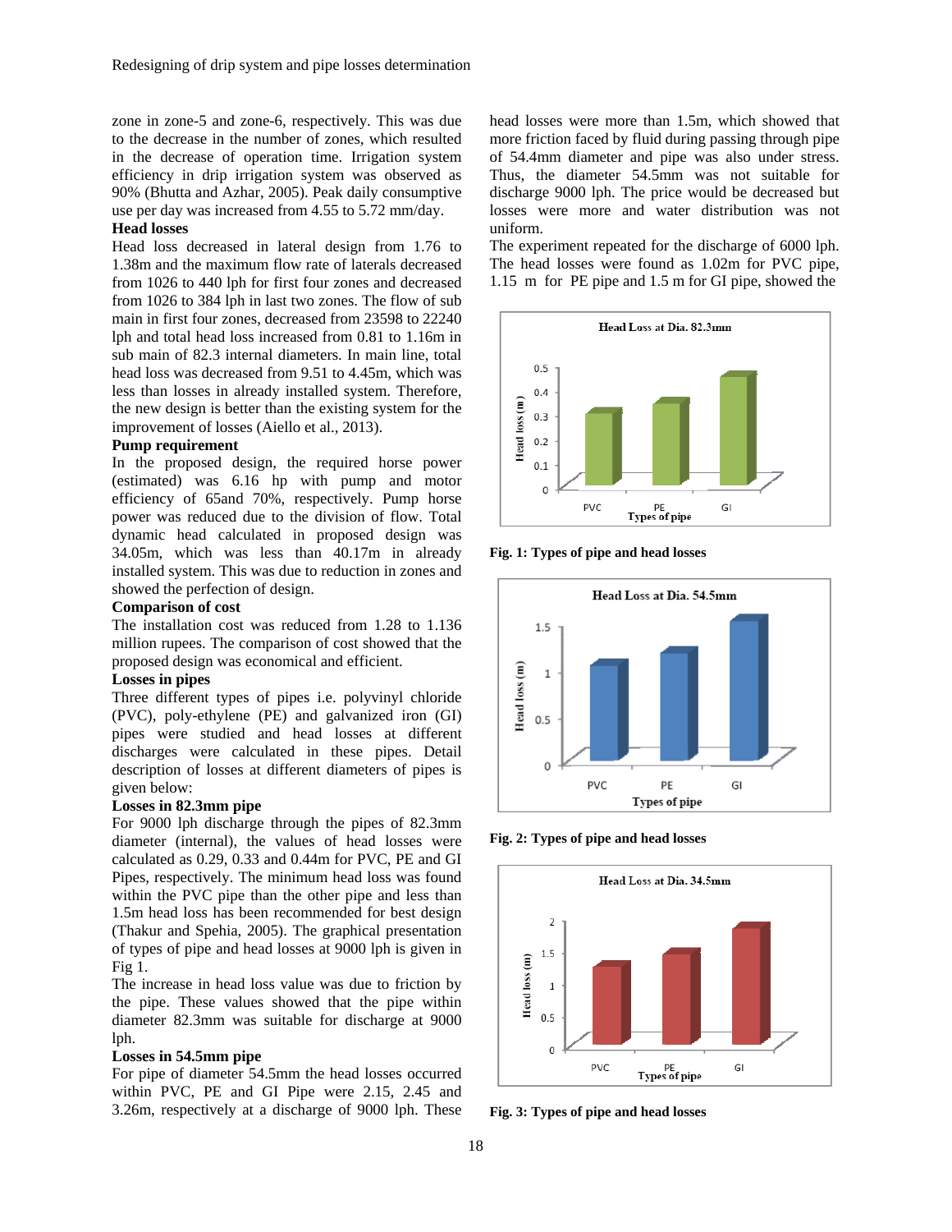zone in zone-5 and zone-6, respectively. This was due to the decrease in the number of zones, which resulted in the decrease of operation time. Irrigation system efficiency in drip irrigation system was observed as 90% (Bhutta and Azhar, 2005). Peak daily consumptive use per day was increased from 4.55 to 5.72 mm/day.

**Head losses**

Head loss decreased in lateral design from 1.76 to 1.38m and the maximum flow rate of laterals decreased from 1026 to 440 lph for first four zones and decreased from 1026 to 384 lph in last two zones. The flow of sub main in first four zones, decreased from 23598 to 22240 lph and total head loss increased from 0.81 to 1.16m in sub main of 82.3 internal diameters. In main line, total head loss was decreased from 9.51 to 4.45m, which was less than losses in already installed system. Therefore, the new design is better than the existing system for the improvement of losses (Aiello et al., 2013).

**Pump requirement**

In the proposed design, the required horse power (estimated) was 6.16 hp with pump and motor efficiency of 65and 70%, respectively. Pump horse power was reduced due to the division of flow. Total dynamic head calculated in proposed design was 34.05m, which was less than 40.17m in already installed system. This was due to reduction in zones and showed the perfection of design.

**Comparison of cost**

The installation cost was reduced from 1.28 to 1.136 million rupees. The comparison of cost showed that the proposed design was economical and efficient.

**Losses in pipes**

Three different types of pipes i.e. polyvinyl chloride (PVC), poly-ethylene (PE) and galvanized iron (GI) pipes were studied and head losses at different discharges were calculated in these pipes. Detail description of losses at different diameters of pipes is given below:

**Losses in 82.3mm pipe**

For 9000 lph discharge through the pipes of 82.3mm diameter (internal), the values of head losses were calculated as 0.29, 0.33 and 0.44m for PVC, PE and GI Pipes, respectively. The minimum head loss was found within the PVC pipe than the other pipe and less than 1.5m head loss has been recommended for best design (Thakur and Spehia, 2005). The graphical presentation of types of pipe and head losses at 9000 lph is given in Fig 1.

The increase in head loss value was due to friction by the pipe. These values showed that the pipe within diameter 82.3mm was suitable for discharge at 9000 lph.

**Losses in 54.5mm pipe**

For pipe of diameter 54.5mm the head losses occurred within PVC, PE and GI Pipe were 2.15, 2.45 and 3.26m, respectively at a discharge of 9000 lph. These head losses were more than 1.5m, which showed that more friction faced by fluid during passing through pipe of 54.4mm diameter and pipe was also under stress. Thus, the diameter 54.5mm was not suitable for discharge 9000 lph. The price would be decreased but losses were more and water distribution was not uniform.

The experiment repeated for the discharge of 6000 lph. The head losses were found as 1.02m for PVC pipe, 1.15 m for PE pipe and 1.5 m for GI pipe, showed the

**Fig. 1: Types of pipe and head losses**

**Fig. 2: Types of pipe and head losses**

**Fig. 3: Types of pipe and head losses**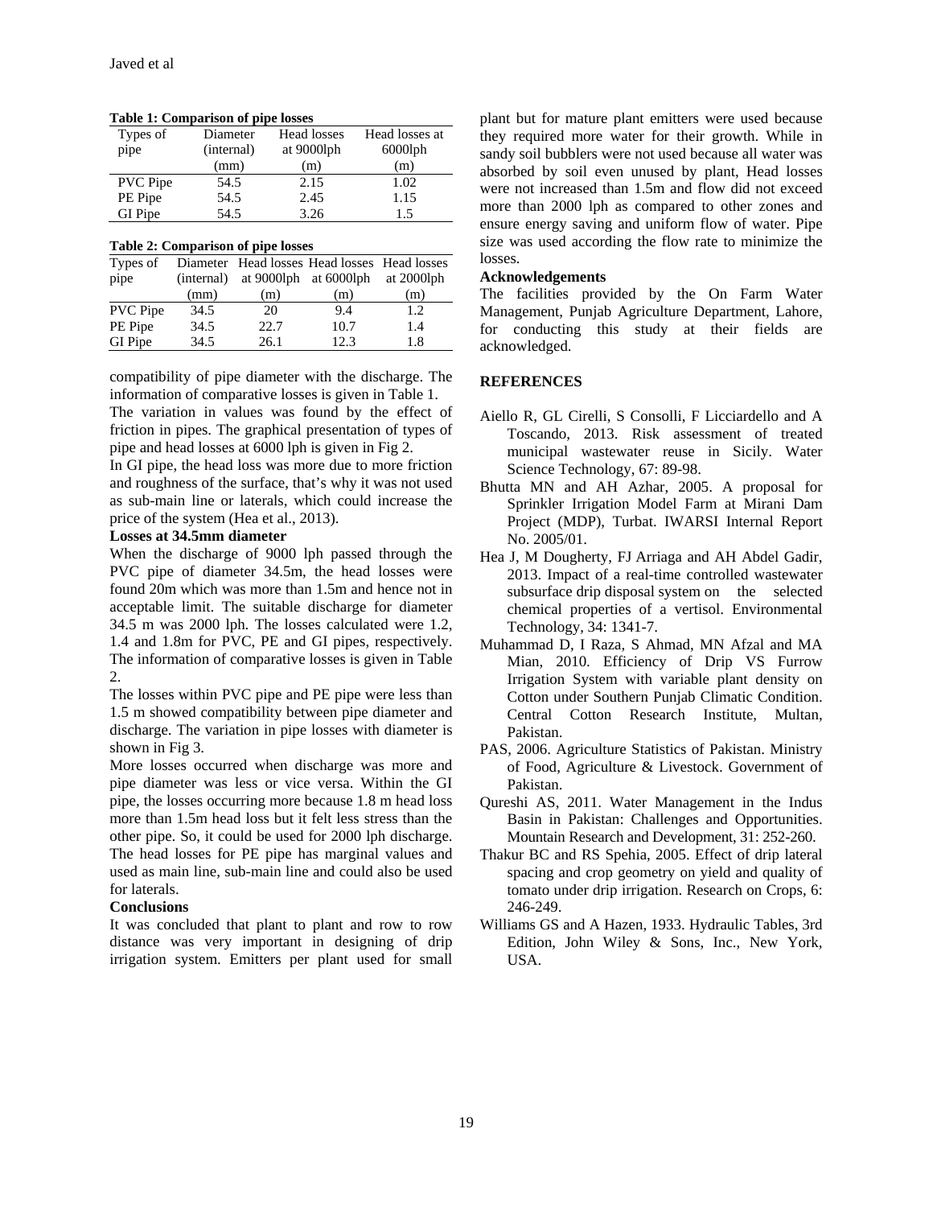**Table 1: Comparison of pipe losses**

| Types of pipe | Diameter (internal) (mm) | Head losses at 9000lph (m) | Head losses at 6000lph (m) |
|---|---|---|---|
| PVC Pipe | 54.5 | 2.15 | 1.02 |
| PE Pipe | 54.5 | 2.45 | 1.15 |
| GI Pipe | 54.5 | 3.26 | 1.5 |

**Table 2: Comparison of pipe losses**

| Types of pipe | Diameter (internal) (mm) | Head losses at 9000lph (m) | Head losses at 6000lph (m) | Head losses at 2000lph (m) |
|---|---|---|---|---|
| PVC Pipe | 34.5 | 20 | 9.4 | 1.2 |
| PE Pipe | 34.5 | 22.7 | 10.7 | 1.4 |
| GI Pipe | 34.5 | 26.1 | 12.3 | 1.8 |

compatibility of pipe diameter with the discharge. The information of comparative losses is given in Table 1.

The variation in values was found by the effect of friction in pipes. The graphical presentation of types of pipe and head losses at 6000 lph is given in Fig 2.

In GI pipe, the head loss was more due to more friction and roughness of the surface, that's why it was not used as sub-main line or laterals, which could increase the price of the system (Hea et al., 2013).

**Losses at 34.5mm diameter**

When the discharge of 9000 lph passed through the PVC pipe of diameter 34.5m, the head losses were found 20m which was more than 1.5m and hence not in acceptable limit. The suitable discharge for diameter 34.5 m was 2000 lph. The losses calculated were 1.2, 1.4 and 1.8m for PVC, PE and GI pipes, respectively. The information of comparative losses is given in Table 2.

The losses within PVC pipe and PE pipe were less than 1.5 m showed compatibility between pipe diameter and discharge. The variation in pipe losses with diameter is shown in Fig 3.

More losses occurred when discharge was more and pipe diameter was less or vice versa. Within the GI pipe, the losses occurring more because 1.8 m head loss more than 1.5m head loss but it felt less stress than the other pipe. So, it could be used for 2000 lph discharge. The head losses for PE pipe has marginal values and used as main line, sub-main line and could also be used for laterals.

**Conclusions**

It was concluded that plant to plant and row to row distance was very important in designing of drip irrigation system. Emitters per plant used for small plant but for mature plant emitters were used because they required more water for their growth. While in sandy soil bubblers were not used because all water was absorbed by soil even unused by plant, Head losses were not increased than 1.5m and flow did not exceed more than 2000 lph as compared to other zones and ensure energy saving and uniform flow of water. Pipe size was used according the flow rate to minimize the losses.

**Acknowledgements**

The facilities provided by the On Farm Water Management, Punjab Agriculture Department, Lahore, for conducting this study at their fields are acknowledged.

## REFERENCES

Aiello R, GL Cirelli, S Consolli, F Licciardello and A Toscando, 2013. Risk assessment of treated municipal wastewater reuse in Sicily. Water Science Technology, 67: 89-98.

Bhutta MN and AH Azhar, 2005. A proposal for Sprinkler Irrigation Model Farm at Mirani Dam Project (MDP), Turbat. IWARSI Internal Report No. 2005/01.

Hea J, M Dougherty, FJ Arriaga and AH Abdel Gadir, 2013. Impact of a real-time controlled wastewater subsurface drip disposal system on the selected chemical properties of a vertisol. Environmental Technology, 34: 1341-7.

Muhammad D, I Raza, S Ahmad, MN Afzal and MA Mian, 2010. Efficiency of Drip VS Furrow Irrigation System with variable plant density on Cotton under Southern Punjab Climatic Condition. Central Cotton Research Institute, Multan, Pakistan.

PAS, 2006. Agriculture Statistics of Pakistan. Ministry of Food, Agriculture & Livestock. Government of Pakistan.

Qureshi AS, 2011. Water Management in the Indus Basin in Pakistan: Challenges and Opportunities. Mountain Research and Development, 31: 252-260.

Thakur BC and RS Spehia, 2005. Effect of drip lateral spacing and crop geometry on yield and quality of tomato under drip irrigation. Research on Crops, 6: 246-249.

Williams GS and A Hazen, 1933. Hydraulic Tables, 3rd Edition, John Wiley & Sons, Inc., New York, USA.